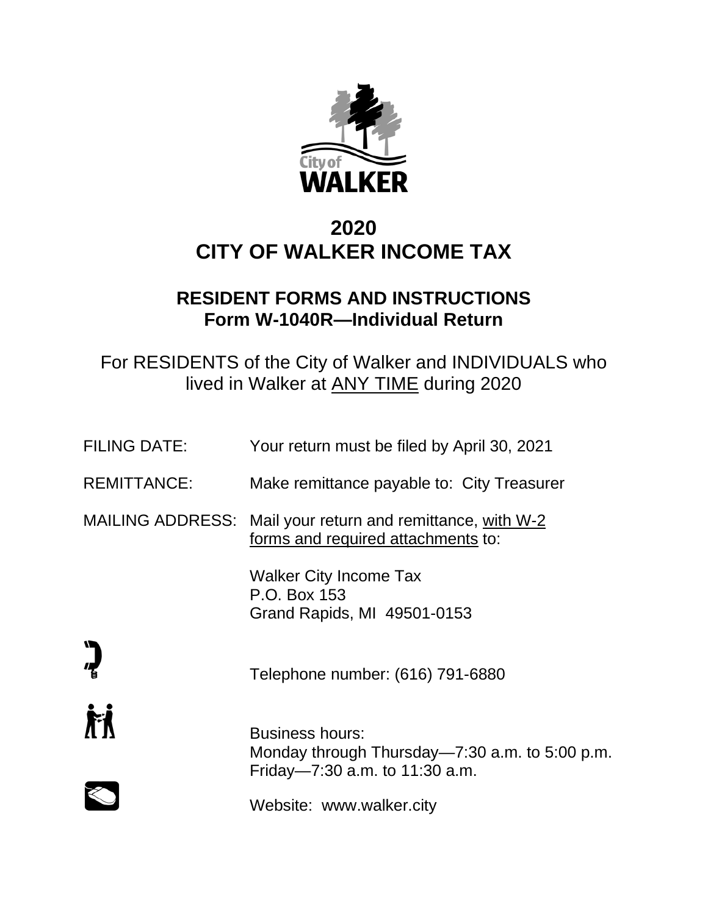# 2020
# CITY OF WALKER INCOME TAX

## RESIDENT FORMS AND INSTRUCTIONS
## Form W-1040R—Individual Return

For RESIDENTS of the City of Walker and INDIVIDUALS who lived in Walker at ANY TIME during 2020

FILING DATE: Your return must be filed by April 30, 2021

REMITTANCE: Make remittance payable to: City Treasurer

MAILING ADDRESS: Mail your return and remittance, with W-2 forms and required attachments to:

Walker City Income Tax
P.O. Box 153
Grand Rapids, MI 49501-0153

Telephone number: (616) 791-6880

Business hours:
Monday through Thursday—7:30 a.m. to 5:00 p.m.
Friday—7:30 a.m. to 11:30 a.m.

Website: www.walker.city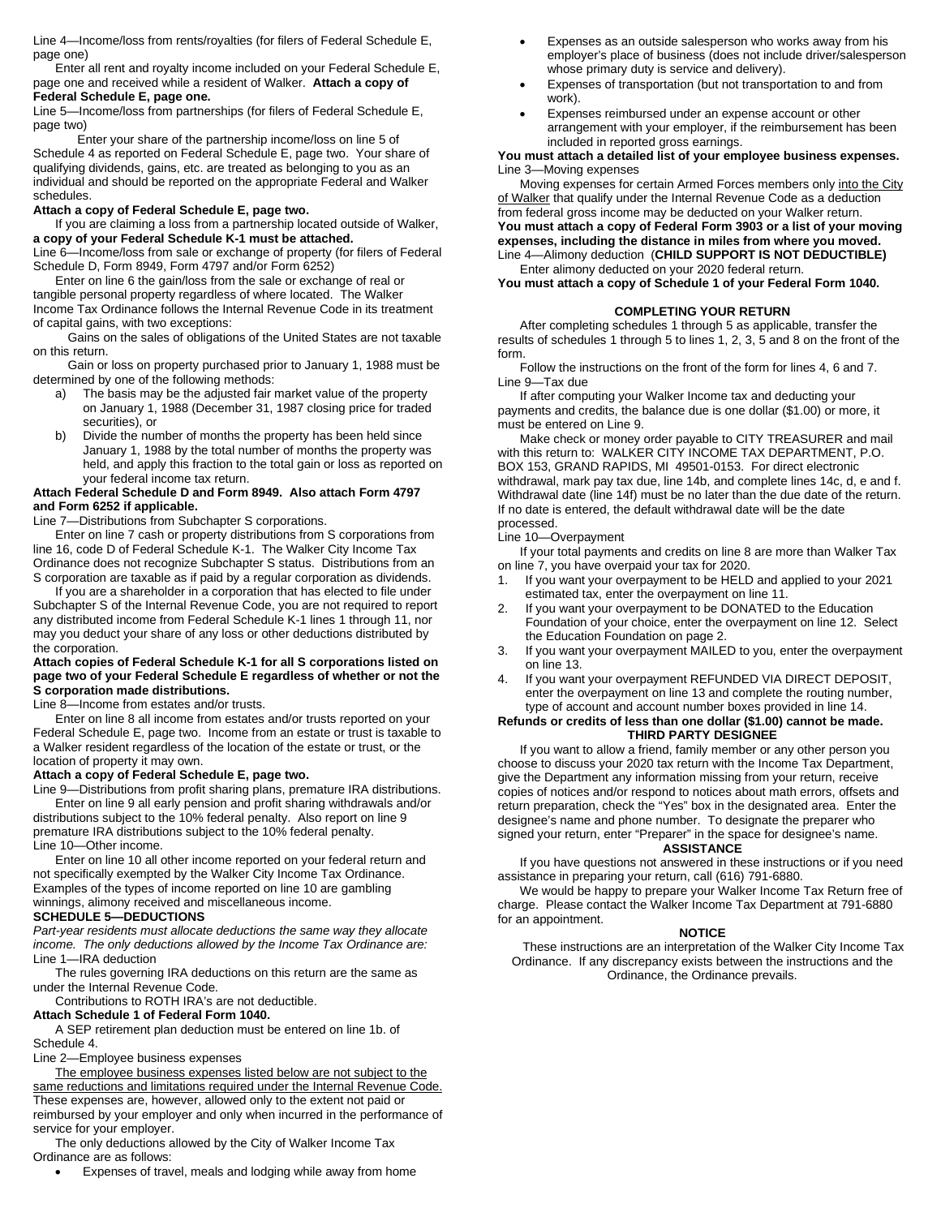Line 4—Income/loss from rents/royalties (for filers of Federal Schedule E, page one)

Enter all rent and royalty income included on your Federal Schedule E, page one and received while a resident of Walker. **Attach a copy of Federal Schedule E, page one.**

Line 5—Income/loss from partnerships (for filers of Federal Schedule E, page two)

Enter your share of the partnership income/loss on line 5 of Schedule 4 as reported on Federal Schedule E, page two. Your share of qualifying dividends, gains, etc. are treated as belonging to you as an individual and should be reported on the appropriate Federal and Walker schedules.

**Attach a copy of Federal Schedule E, page two.**

If you are claiming a loss from a partnership located outside of Walker, **a copy of your Federal Schedule K-1 must be attached.**

Line 6—Income/loss from sale or exchange of property (for filers of Federal Schedule D, Form 8949, Form 4797 and/or Form 6252)

Enter on line 6 the gain/loss from the sale or exchange of real or tangible personal property regardless of where located. The Walker Income Tax Ordinance follows the Internal Revenue Code in its treatment of capital gains, with two exceptions:

Gains on the sales of obligations of the United States are not taxable on this return.

Gain or loss on property purchased prior to January 1, 1988 must be determined by one of the following methods:

a) The basis may be the adjusted fair market value of the property on January 1, 1988 (December 31, 1987 closing price for traded securities), or
b) Divide the number of months the property has been held since January 1, 1988 by the total number of months the property was held, and apply this fraction to the total gain or loss as reported on your federal income tax return.

**Attach Federal Schedule D and Form 8949. Also attach Form 4797 and Form 6252 if applicable.**

Line 7—Distributions from Subchapter S corporations.

Enter on line 7 cash or property distributions from S corporations from line 16, code D of Federal Schedule K-1. The Walker City Income Tax Ordinance does not recognize Subchapter S status. Distributions from an S corporation are taxable as if paid by a regular corporation as dividends.

If you are a shareholder in a corporation that has elected to file under Subchapter S of the Internal Revenue Code, you are not required to report any distributed income from Federal Schedule K-1 lines 1 through 11, nor may you deduct your share of any loss or other deductions distributed by the corporation.

**Attach copies of Federal Schedule K-1 for all S corporations listed on page two of your Federal Schedule E regardless of whether or not the S corporation made distributions.**

Line 8—Income from estates and/or trusts.

Enter on line 8 all income from estates and/or trusts reported on your Federal Schedule E, page two. Income from an estate or trust is taxable to a Walker resident regardless of the location of the estate or trust, or the location of property it may own.

**Attach a copy of Federal Schedule E, page two.**

Line 9—Distributions from profit sharing plans, premature IRA distributions.

Enter on line 9 all early pension and profit sharing withdrawals and/or distributions subject to the 10% federal penalty. Also report on line 9 premature IRA distributions subject to the 10% federal penalty.

Line 10—Other income.

Enter on line 10 all other income reported on your federal return and not specifically exempted by the Walker City Income Tax Ordinance. Examples of the types of income reported on line 10 are gambling winnings, alimony received and miscellaneous income.

**SCHEDULE 5—DEDUCTIONS**

*Part-year residents must allocate deductions the same way they allocate income. The only deductions allowed by the Income Tax Ordinance are:*

Line 1—IRA deduction

The rules governing IRA deductions on this return are the same as under the Internal Revenue Code.

Contributions to ROTH IRA's are not deductible.

**Attach Schedule 1 of Federal Form 1040.**

A SEP retirement plan deduction must be entered on line 1b. of Schedule 4.

Line 2—Employee business expenses

The employee business expenses listed below are not subject to the same reductions and limitations required under the Internal Revenue Code. These expenses are, however, allowed only to the extent not paid or reimbursed by your employer and only when incurred in the performance of service for your employer.

The only deductions allowed by the City of Walker Income Tax Ordinance are as follows:

- Expenses of travel, meals and lodging while away from home
- Expenses as an outside salesperson who works away from his employer's place of business (does not include driver/salesperson whose primary duty is service and delivery).
- Expenses of transportation (but not transportation to and from work).
- Expenses reimbursed under an expense account or other arrangement with your employer, if the reimbursement has been included in reported gross earnings.

**You must attach a detailed list of your employee business expenses.**

Line 3—Moving expenses

Moving expenses for certain Armed Forces members only into the City of Walker that qualify under the Internal Revenue Code as a deduction from federal gross income may be deducted on your Walker return.

**You must attach a copy of Federal Form 3903 or a list of your moving expenses, including the distance in miles from where you moved.**

Line 4—Alimony deduction (**CHILD SUPPORT IS NOT DEDUCTIBLE)**

Enter alimony deducted on your 2020 federal return.

**You must attach a copy of Schedule 1 of your Federal Form 1040.**

**COMPLETING YOUR RETURN**

After completing schedules 1 through 5 as applicable, transfer the results of schedules 1 through 5 to lines 1, 2, 3, 5 and 8 on the front of the form.

Follow the instructions on the front of the form for lines 4, 6 and 7.

Line 9—Tax due

If after computing your Walker Income tax and deducting your payments and credits, the balance due is one dollar ($1.00) or more, it must be entered on Line 9.

Make check or money order payable to CITY TREASURER and mail with this return to: WALKER CITY INCOME TAX DEPARTMENT, P.O. BOX 153, GRAND RAPIDS, MI 49501-0153. For direct electronic withdrawal, mark pay tax due, line 14b, and complete lines 14c, d, e and f. Withdrawal date (line 14f) must be no later than the due date of the return. If no date is entered, the default withdrawal date will be the date processed.

Line 10—Overpayment

If your total payments and credits on line 8 are more than Walker Tax on line 7, you have overpaid your tax for 2020.

1. If you want your overpayment to be HELD and applied to your 2021 estimated tax, enter the overpayment on line 11.
2. If you want your overpayment to be DONATED to the Education Foundation of your choice, enter the overpayment on line 12. Select the Education Foundation on page 2.
3. If you want your overpayment MAILED to you, enter the overpayment on line 13.
4. If you want your overpayment REFUNDED VIA DIRECT DEPOSIT, enter the overpayment on line 13 and complete the routing number, type of account and account number boxes provided in line 14.

**Refunds or credits of less than one dollar ($1.00) cannot be made.**

**THIRD PARTY DESIGNEE**

If you want to allow a friend, family member or any other person you choose to discuss your 2020 tax return with the Income Tax Department, give the Department any information missing from your return, receive copies of notices and/or respond to notices about math errors, offsets and return preparation, check the "Yes" box in the designated area. Enter the designee's name and phone number. To designate the preparer who signed your return, enter "Preparer" in the space for designee's name.

**ASSISTANCE**

If you have questions not answered in these instructions or if you need assistance in preparing your return, call (616) 791-6880.

We would be happy to prepare your Walker Income Tax Return free of charge. Please contact the Walker Income Tax Department at 791-6880 for an appointment.

**NOTICE**

These instructions are an interpretation of the Walker City Income Tax Ordinance. If any discrepancy exists between the instructions and the Ordinance, the Ordinance prevails.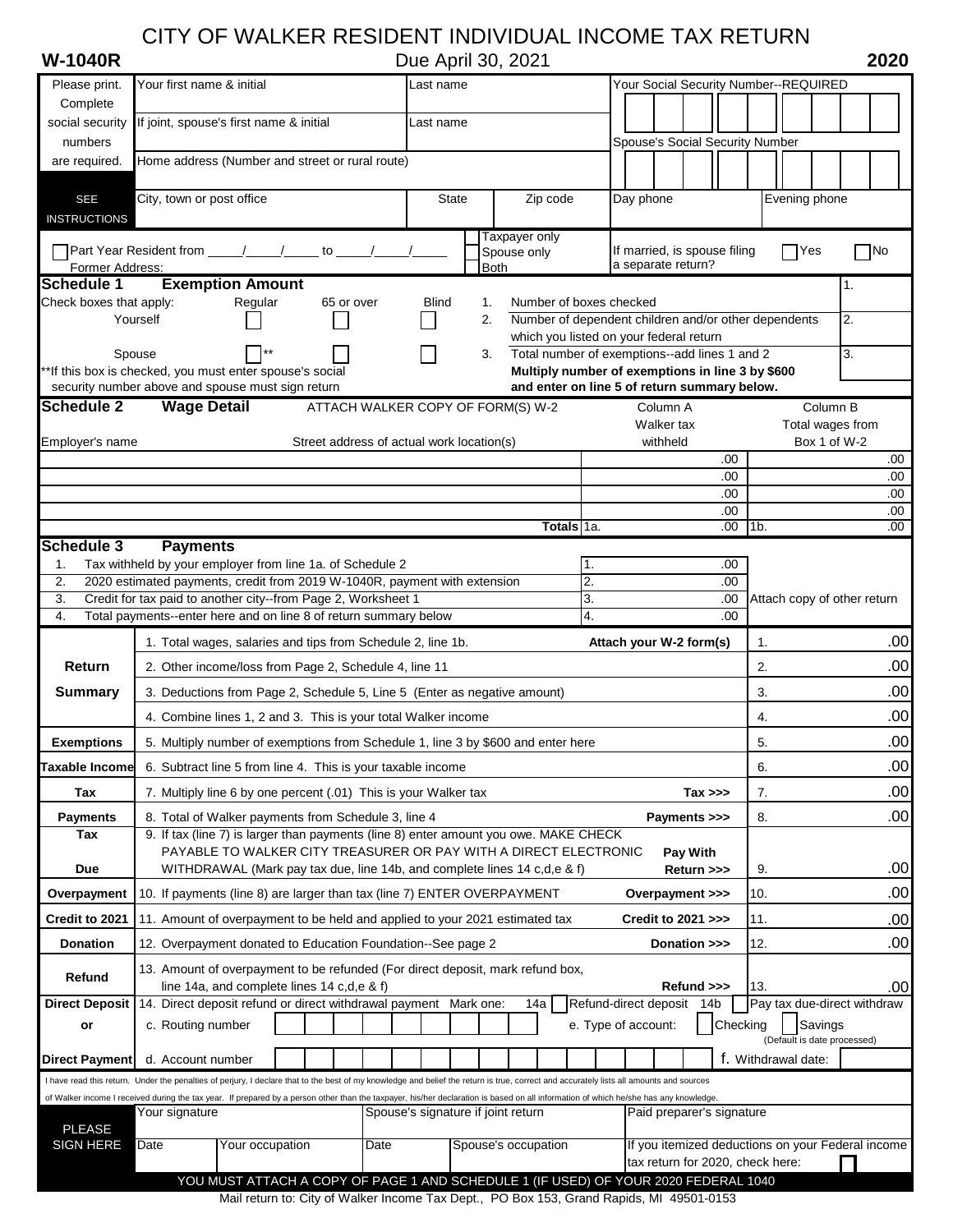# CITY OF WALKER RESIDENT INDIVIDUAL INCOME TAX RETURN

**W-1040R** Due April 30, 2021 **2020**

| Please print. Complete social security numbers are required. | | | |
|---|---|---|---|
| Your first name & initial | Last name | Your Social Security Number--REQUIRED | |
| If joint, spouse's first name & initial | Last name | Spouse's Social Security Number | |
| Home address (Number and street or rural route) | | | |
| City, town or post office | State | Zip code | Day phone / Evening phone |

SEE INSTRUCTIONS

☐ Part Year Resident from ____/____/____ to ____/____/____ ☐ Taxpayer only ☐ Spouse only ☐ Both

Former Address:

If married, is spouse filing a separate return? ☐ Yes ☐ No

## Schedule 1 Exemption Amount

| Check boxes that apply: | Regular | 65 or over | Blind | | | |
|---|---|---|---|---|---|---|
| Yourself | ☐ | ☐ | ☐ | 1. | Number of boxes checked | 1. |
| | | | | 2. | Number of dependent children and/or other dependents which you listed on your federal return | 2. |
| Spouse | ☐** | ☐ | ☐ | 3. | Total number of exemptions--add lines 1 and 2 | 3. |

**If this box is checked, you must enter spouse's social security number above and spouse must sign return

**Multiply number of exemptions in line 3 by $600 and enter on line 5 of return summary below.**

## Schedule 2 Wage Detail

ATTACH WALKER COPY OF FORM(S) W-2

| Employer's name | Street address of actual work location(s) | Column A Walker tax withheld | Column B Total wages from Box 1 of W-2 |
|---|---|---|---|
| | | .00 | .00 |
| | | .00 | .00 |
| | | .00 | .00 |
| | | .00 | .00 |
| | **Totals** | 1a. .00 | 1b. .00 |

## Schedule 3 Payments

| | | | |
|---|---|---|---|
| 1. | Tax withheld by your employer from line 1a. of Schedule 2 | 1. .00 | |
| 2. | 2020 estimated payments, credit from 2019 W-1040R, payment with extension | 2. .00 | |
| 3. | Credit for tax paid to another city--from Page 2, Worksheet 1 | 3. .00 | Attach copy of other return |
| 4. | Total payments--enter here and on line 8 of return summary below | 4. .00 | |

| | | | |
|---|---|---|---|
| **Return Summary** | 1. Total wages, salaries and tips from Schedule 2, line 1b. **Attach your W-2 form(s)** | 1. | .00 |
| | 2. Other income/loss from Page 2, Schedule 4, line 11 | 2. | .00 |
| | 3. Deductions from Page 2, Schedule 5, Line 5 (Enter as negative amount) | 3. | .00 |
| | 4. Combine lines 1, 2 and 3. This is your total Walker income | 4. | .00 |
| **Exemptions** | 5. Multiply number of exemptions from Schedule 1, line 3 by $600 and enter here | 5. | .00 |
| **Taxable Income** | 6. Subtract line 5 from line 4. This is your taxable income | 6. | .00 |
| **Tax** | 7. Multiply line 6 by one percent (.01) This is your Walker tax **Tax >>>** | 7. | .00 |
| **Payments** | 8. Total of Walker payments from Schedule 3, line 4 **Payments >>>** | 8. | .00 |
| **Tax Due** | 9. If tax (line 7) is larger than payments (line 8) enter amount you owe. MAKE CHECK PAYABLE TO WALKER CITY TREASURER OR PAY WITH A DIRECT ELECTRONIC WITHDRAWAL (Mark pay tax due, line 14b, and complete lines 14 c,d,e & f) **Pay With Return >>>** | 9. | .00 |
| **Overpayment** | 10. If payments (line 8) are larger than tax (line 7) ENTER OVERPAYMENT **Overpayment >>>** | 10. | .00 |
| **Credit to 2021** | 11. Amount of overpayment to be held and applied to your 2021 estimated tax **Credit to 2021 >>>** | 11. | .00 |
| **Donation** | 12. Overpayment donated to Education Foundation--See page 2 **Donation >>>** | 12. | .00 |
| **Refund** | 13. Amount of overpayment to be refunded (For direct deposit, mark refund box, line 14a, and complete lines 14 c,d,e & f) **Refund >>>** | 13. | .00 |

**Direct Deposit or Direct Payment**

14. Direct deposit refund or direct withdrawal payment Mark one: 14a ☐ Refund-direct deposit 14b ☐ Pay tax due-direct withdraw

c. Routing number e. Type of account: ☐ Checking ☐ Savings (Default is date processed)

d. Account number f. Withdrawal date:

I have read this return. Under the penalties of perjury, I declare that to the best of my knowledge and belief the return is true, correct and accurately lists all amounts and sources of Walker income I received during the tax year. If prepared by a person other than the taxpayer, his/her declaration is based on all information of which he/she has any knowledge.

| PLEASE SIGN HERE | Your signature | | Spouse's signature if joint return | | Paid preparer's signature |
|---|---|---|---|---|---|
| | Date | Your occupation | Date | Spouse's occupation | If you itemized deductions on your Federal income tax return for 2020, check here: ☐ |

YOU MUST ATTACH A COPY OF PAGE 1 AND SCHEDULE 1 (IF USED) OF YOUR 2020 FEDERAL 1040

Mail return to: City of Walker Income Tax Dept., PO Box 153, Grand Rapids, MI 49501-0153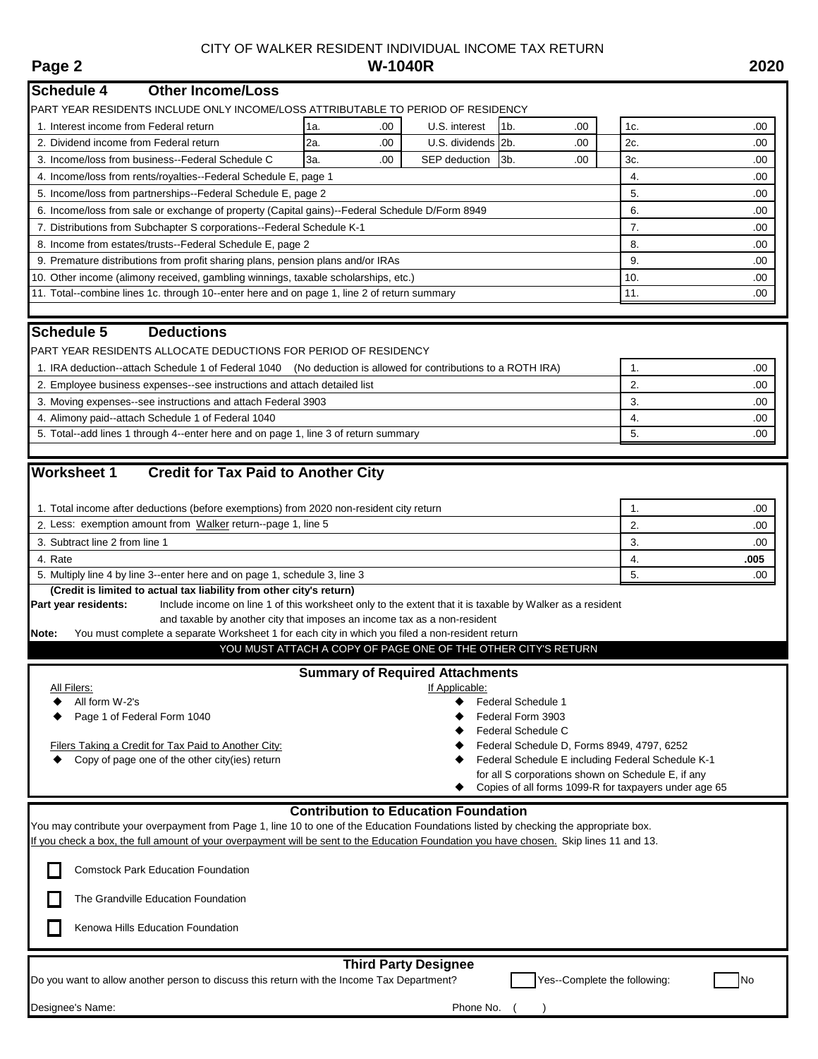CITY OF WALKER RESIDENT INDIVIDUAL INCOME TAX RETURN

**Page 2** — **W-1040R** — **2020**

## Schedule 4 Other Income/Loss

PART YEAR RESIDENTS INCLUDE ONLY INCOME/LOSS ATTRIBUTABLE TO PERIOD OF RESIDENCY

| | | | | | | |
|---|---|---|---|---|---|---|
| 1. Interest income from Federal return | 1a. .00 | U.S. interest | 1b. .00 | | 1c. | .00 |
| 2. Dividend income from Federal return | 2a. .00 | U.S. dividends | 2b. .00 | | 2c. | .00 |
| 3. Income/loss from business--Federal Schedule C | 3a. .00 | SEP deduction | 3b. .00 | | 3c. | .00 |
| 4. Income/loss from rents/royalties--Federal Schedule E, page 1 | | | | | 4. | .00 |
| 5. Income/loss from partnerships--Federal Schedule E, page 2 | | | | | 5. | .00 |
| 6. Income/loss from sale or exchange of property (Capital gains)--Federal Schedule D/Form 8949 | | | | | 6. | .00 |
| 7. Distributions from Subchapter S corporations--Federal Schedule K-1 | | | | | 7. | .00 |
| 8. Income from estates/trusts--Federal Schedule E, page 2 | | | | | 8. | .00 |
| 9. Premature distributions from profit sharing plans, pension plans and/or IRAs | | | | | 9. | .00 |
| 10. Other income (alimony received, gambling winnings, taxable scholarships, etc.) | | | | | 10. | .00 |
| 11. Total--combine lines 1c. through 10--enter here and on page 1, line 2 of return summary | | | | | 11. | .00 |

## Schedule 5 Deductions

PART YEAR RESIDENTS ALLOCATE DEDUCTIONS FOR PERIOD OF RESIDENCY

| | | |
|---|---|---|
| 1. IRA deduction--attach Schedule 1 of Federal 1040 (No deduction is allowed for contributions to a ROTH IRA) | 1. | .00 |
| 2. Employee business expenses--see instructions and attach detailed list | 2. | .00 |
| 3. Moving expenses--see instructions and attach Federal 3903 | 3. | .00 |
| 4. Alimony paid--attach Schedule 1 of Federal 1040 | 4. | .00 |
| 5. Total--add lines 1 through 4--enter here and on page 1, line 3 of return summary | 5. | .00 |

## Worksheet 1 Credit for Tax Paid to Another City

| | | |
|---|---|---|
| 1. Total income after deductions (before exemptions) from 2020 non-resident city return | 1. | .00 |
| 2. Less: exemption amount from Walker return--page 1, line 5 | 2. | .00 |
| 3. Subtract line 2 from line 1 | 3. | .00 |
| 4. Rate | 4. | **.005** |
| 5. Multiply line 4 by line 3--enter here and on page 1, schedule 3, line 3 | 5. | .00 |

**(Credit is limited to actual tax liability from other city's return)**

**Part year residents:** Include income on line 1 of this worksheet only to the extent that it is taxable by Walker as a resident and taxable by another city that imposes an income tax as a non-resident

**Note:** You must complete a separate Worksheet 1 for each city in which you filed a non-resident return

YOU MUST ATTACH A COPY OF PAGE ONE OF THE OTHER CITY'S RETURN

### Summary of Required Attachments

All Filers:
- All form W-2's
- Page 1 of Federal Form 1040

Filers Taking a Credit for Tax Paid to Another City:
- Copy of page one of the other city(ies) return

If Applicable:
- Federal Schedule 1
- Federal Form 3903
- Federal Schedule C
- Federal Schedule D, Forms 8949, 4797, 6252
- Federal Schedule E including Federal Schedule K-1 for all S corporations shown on Schedule E, if any
- Copies of all forms 1099-R for taxpayers under age 65

### Contribution to Education Foundation

You may contribute your overpayment from Page 1, line 10 to one of the Education Foundations listed by checking the appropriate box.
If you check a box, the full amount of your overpayment will be sent to the Education Foundation you have chosen. Skip lines 11 and 13.

☐ Comstock Park Education Foundation

☐ The Grandville Education Foundation

☐ Kenowa Hills Education Foundation

### Third Party Designee

Do you want to allow another person to discuss this return with the Income Tax Department? ☐ Yes--Complete the following: ☐ No

Designee's Name: Phone No. ( )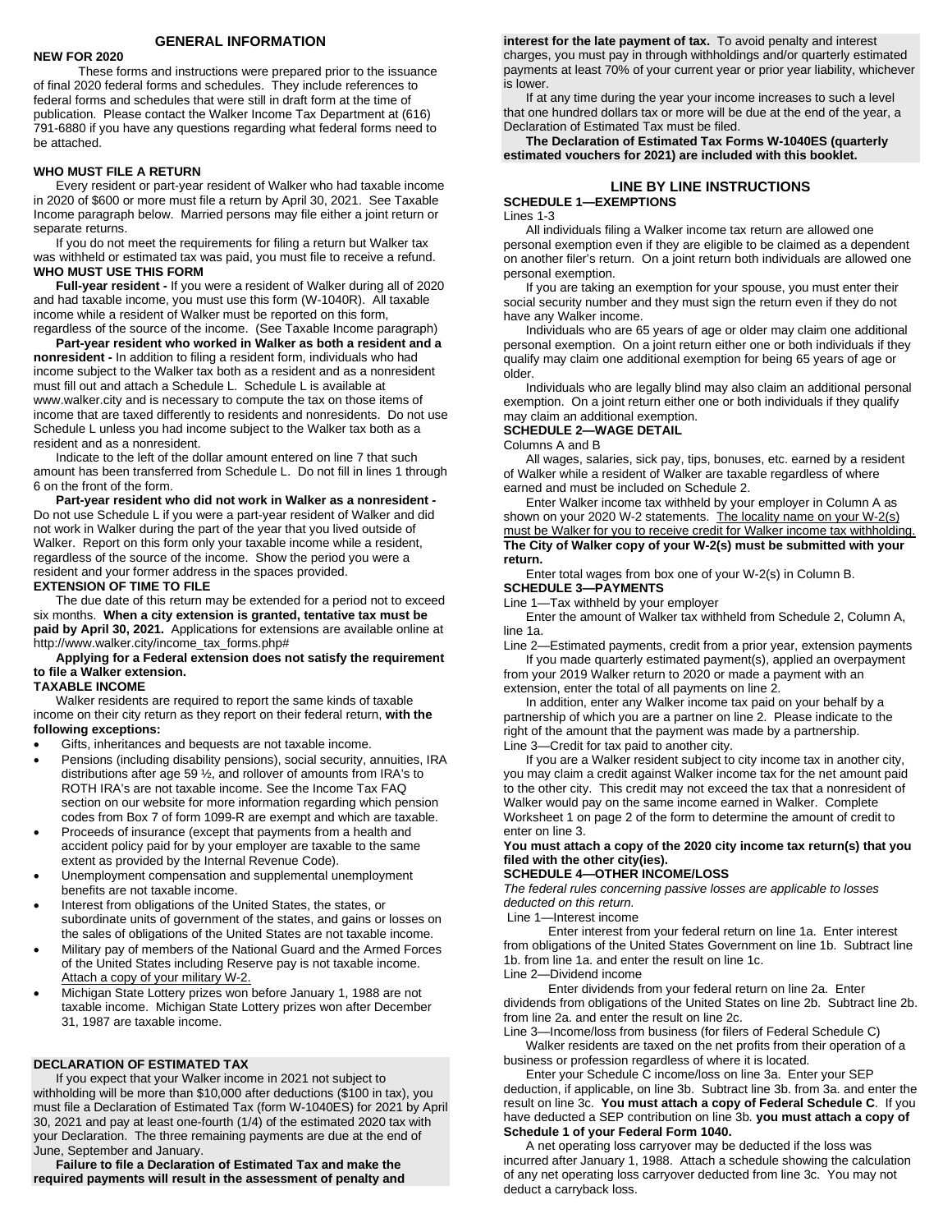## GENERAL INFORMATION

**NEW FOR 2020**

These forms and instructions were prepared prior to the issuance of final 2020 federal forms and schedules. They include references to federal forms and schedules that were still in draft form at the time of publication. Please contact the Walker Income Tax Department at (616) 791-6880 if you have any questions regarding what federal forms need to be attached.

**WHO MUST FILE A RETURN**

Every resident or part-year resident of Walker who had taxable income in 2020 of $600 or more must file a return by April 30, 2021. See Taxable Income paragraph below. Married persons may file either a joint return or separate returns.

If you do not meet the requirements for filing a return but Walker tax was withheld or estimated tax was paid, you must file to receive a refund.

**WHO MUST USE THIS FORM**

**Full-year resident -** If you were a resident of Walker during all of 2020 and had taxable income, you must use this form (W-1040R). All taxable income while a resident of Walker must be reported on this form, regardless of the source of the income. (See Taxable Income paragraph)

**Part-year resident who worked in Walker as both a resident and a nonresident -** In addition to filing a resident form, individuals who had income subject to the Walker tax both as a resident and as a nonresident must fill out and attach a Schedule L. Schedule L is available at www.walker.city and is necessary to compute the tax on those items of income that are taxed differently to residents and nonresidents. Do not use Schedule L unless you had income subject to the Walker tax both as a resident and as a nonresident.

Indicate to the left of the dollar amount entered on line 7 that such amount has been transferred from Schedule L. Do not fill in lines 1 through 6 on the front of the form.

**Part-year resident who did not work in Walker as a nonresident -** Do not use Schedule L if you were a part-year resident of Walker and did not work in Walker during the part of the year that you lived outside of Walker. Report on this form only your taxable income while a resident, regardless of the source of the income. Show the period you were a resident and your former address in the spaces provided.

**EXTENSION OF TIME TO FILE**

The due date of this return may be extended for a period not to exceed six months. **When a city extension is granted, tentative tax must be paid by April 30, 2021.** Applications for extensions are available online at http://www.walker.city/income_tax_forms.php#

**Applying for a Federal extension does not satisfy the requirement to file a Walker extension.**

**TAXABLE INCOME**

Walker residents are required to report the same kinds of taxable income on their city return as they report on their federal return, **with the following exceptions:**

- Gifts, inheritances and bequests are not taxable income.
- Pensions (including disability pensions), social security, annuities, IRA distributions after age 59 ½, and rollover of amounts from IRA's to ROTH IRA's are not taxable income. See the Income Tax FAQ section on our website for more information regarding which pension codes from Box 7 of form 1099-R are exempt and which are taxable.
- Proceeds of insurance (except that payments from a health and accident policy paid for by your employer are taxable to the same extent as provided by the Internal Revenue Code).
- Unemployment compensation and supplemental unemployment benefits are not taxable income.
- Interest from obligations of the United States, the states, or subordinate units of government of the states, and gains or losses on the sales of obligations of the United States are not taxable income.
- Military pay of members of the National Guard and the Armed Forces of the United States including Reserve pay is not taxable income. Attach a copy of your military W-2.
- Michigan State Lottery prizes won before January 1, 1988 are not taxable income. Michigan State Lottery prizes won after December 31, 1987 are taxable income.

**DECLARATION OF ESTIMATED TAX**

If you expect that your Walker income in 2021 not subject to withholding will be more than $10,000 after deductions ($100 in tax), you must file a Declaration of Estimated Tax (form W-1040ES) for 2021 by April 30, 2021 and pay at least one-fourth (1/4) of the estimated 2020 tax with your Declaration. The three remaining payments are due at the end of June, September and January.

**Failure to file a Declaration of Estimated Tax and make the required payments will result in the assessment of penalty and interest for the late payment of tax.** To avoid penalty and interest charges, you must pay in through withholdings and/or quarterly estimated payments at least 70% of your current year or prior year liability, whichever is lower.

If at any time during the year your income increases to such a level that one hundred dollars tax or more will be due at the end of the year, a Declaration of Estimated Tax must be filed.

**The Declaration of Estimated Tax Forms W-1040ES (quarterly estimated vouchers for 2021) are included with this booklet.**

## LINE BY LINE INSTRUCTIONS

**SCHEDULE 1—EXEMPTIONS**

Lines 1-3

All individuals filing a Walker income tax return are allowed one personal exemption even if they are eligible to be claimed as a dependent on another filer's return. On a joint return both individuals are allowed one personal exemption.

If you are taking an exemption for your spouse, you must enter their social security number and they must sign the return even if they do not have any Walker income.

Individuals who are 65 years of age or older may claim one additional personal exemption. On a joint return either one or both individuals if they qualify may claim one additional exemption for being 65 years of age or older.

Individuals who are legally blind may also claim an additional personal exemption. On a joint return either one or both individuals if they qualify may claim an additional exemption.

**SCHEDULE 2—WAGE DETAIL**

Columns A and B

All wages, salaries, sick pay, tips, bonuses, etc. earned by a resident of Walker while a resident of Walker are taxable regardless of where earned and must be included on Schedule 2.

Enter Walker income tax withheld by your employer in Column A as shown on your 2020 W-2 statements. The locality name on your W-2(s) must be Walker for you to receive credit for Walker income tax withholding. **The City of Walker copy of your W-2(s) must be submitted with your return.**

Enter total wages from box one of your W-2(s) in Column B.

**SCHEDULE 3—PAYMENTS**

Line 1—Tax withheld by your employer

Enter the amount of Walker tax withheld from Schedule 2, Column A, line 1a.

Line 2—Estimated payments, credit from a prior year, extension payments

If you made quarterly estimated payment(s), applied an overpayment from your 2019 Walker return to 2020 or made a payment with an extension, enter the total of all payments on line 2.

In addition, enter any Walker income tax paid on your behalf by a partnership of which you are a partner on line 2. Please indicate to the right of the amount that the payment was made by a partnership.

Line 3—Credit for tax paid to another city.

If you are a Walker resident subject to city income tax in another city, you may claim a credit against Walker income tax for the net amount paid to the other city. This credit may not exceed the tax that a nonresident of Walker would pay on the same income earned in Walker. Complete Worksheet 1 on page 2 of the form to determine the amount of credit to enter on line 3.

**You must attach a copy of the 2020 city income tax return(s) that you filed with the other city(ies).**

**SCHEDULE 4—OTHER INCOME/LOSS**

*The federal rules concerning passive losses are applicable to losses deducted on this return.*

Line 1—Interest income

Enter interest from your federal return on line 1a. Enter interest from obligations of the United States Government on line 1b. Subtract line 1b. from line 1a. and enter the result on line 1c.

Line 2—Dividend income

Enter dividends from your federal return on line 2a. Enter dividends from obligations of the United States on line 2b. Subtract line 2b. from line 2a. and enter the result on line 2c.

Line 3—Income/loss from business (for filers of Federal Schedule C)

Walker residents are taxed on the net profits from their operation of a business or profession regardless of where it is located.

Enter your Schedule C income/loss on line 3a. Enter your SEP deduction, if applicable, on line 3b. Subtract line 3b. from 3a. and enter the result on line 3c. **You must attach a copy of Federal Schedule C**. If you have deducted a SEP contribution on line 3b. **you must attach a copy of Schedule 1 of your Federal Form 1040.**

A net operating loss carryover may be deducted if the loss was incurred after January 1, 1988. Attach a schedule showing the calculation of any net operating loss carryover deducted from line 3c. You may not deduct a carryback loss.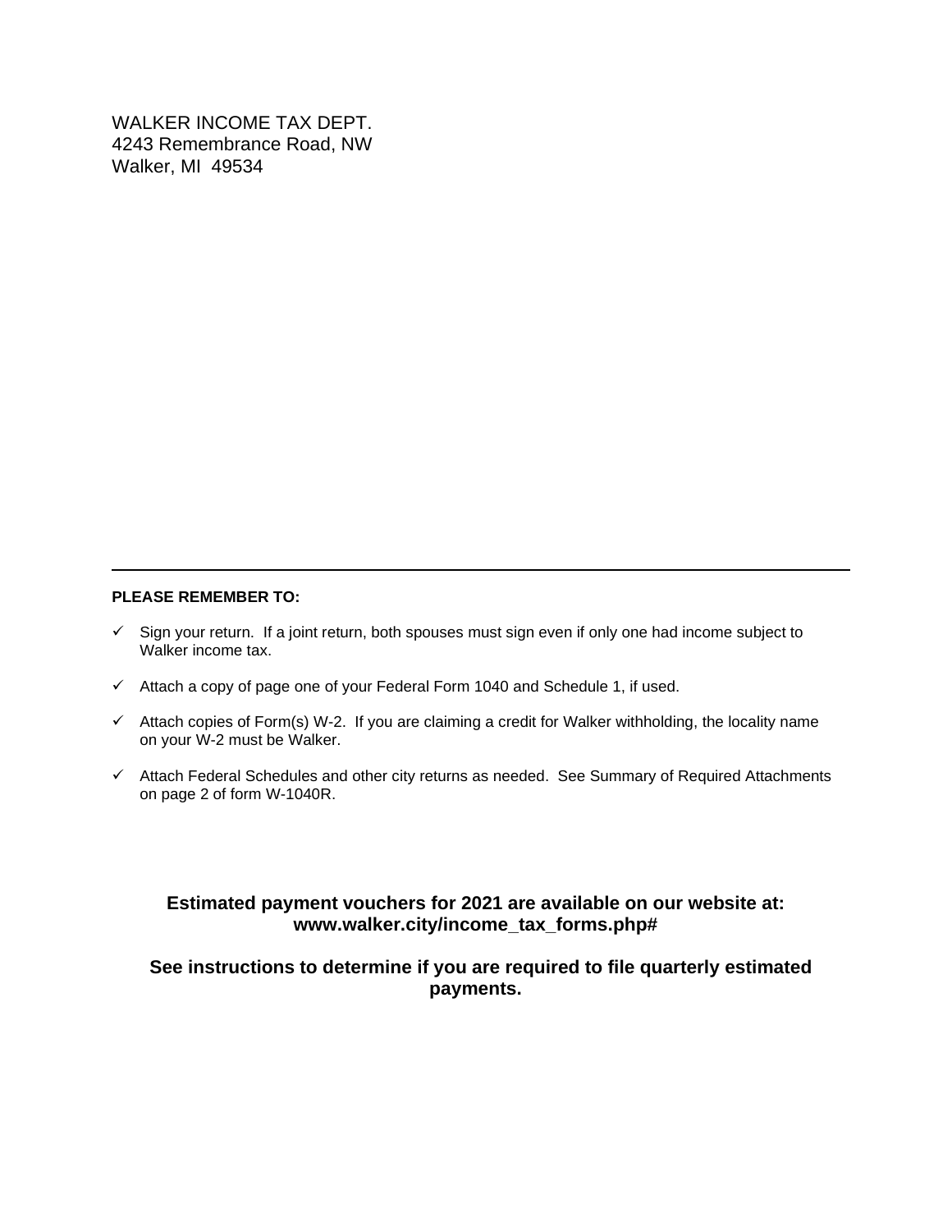WALKER INCOME TAX DEPT.
4243 Remembrance Road, NW
Walker, MI 49534

---

**PLEASE REMEMBER TO:**

- ✓ Sign your return. If a joint return, both spouses must sign even if only one had income subject to Walker income tax.
- ✓ Attach a copy of page one of your Federal Form 1040 and Schedule 1, if used.
- ✓ Attach copies of Form(s) W-2. If you are claiming a credit for Walker withholding, the locality name on your W-2 must be Walker.
- ✓ Attach Federal Schedules and other city returns as needed. See Summary of Required Attachments on page 2 of form W-1040R.

**Estimated payment vouchers for 2021 are available on our website at: www.walker.city/income_tax_forms.php#**

**See instructions to determine if you are required to file quarterly estimated payments.**